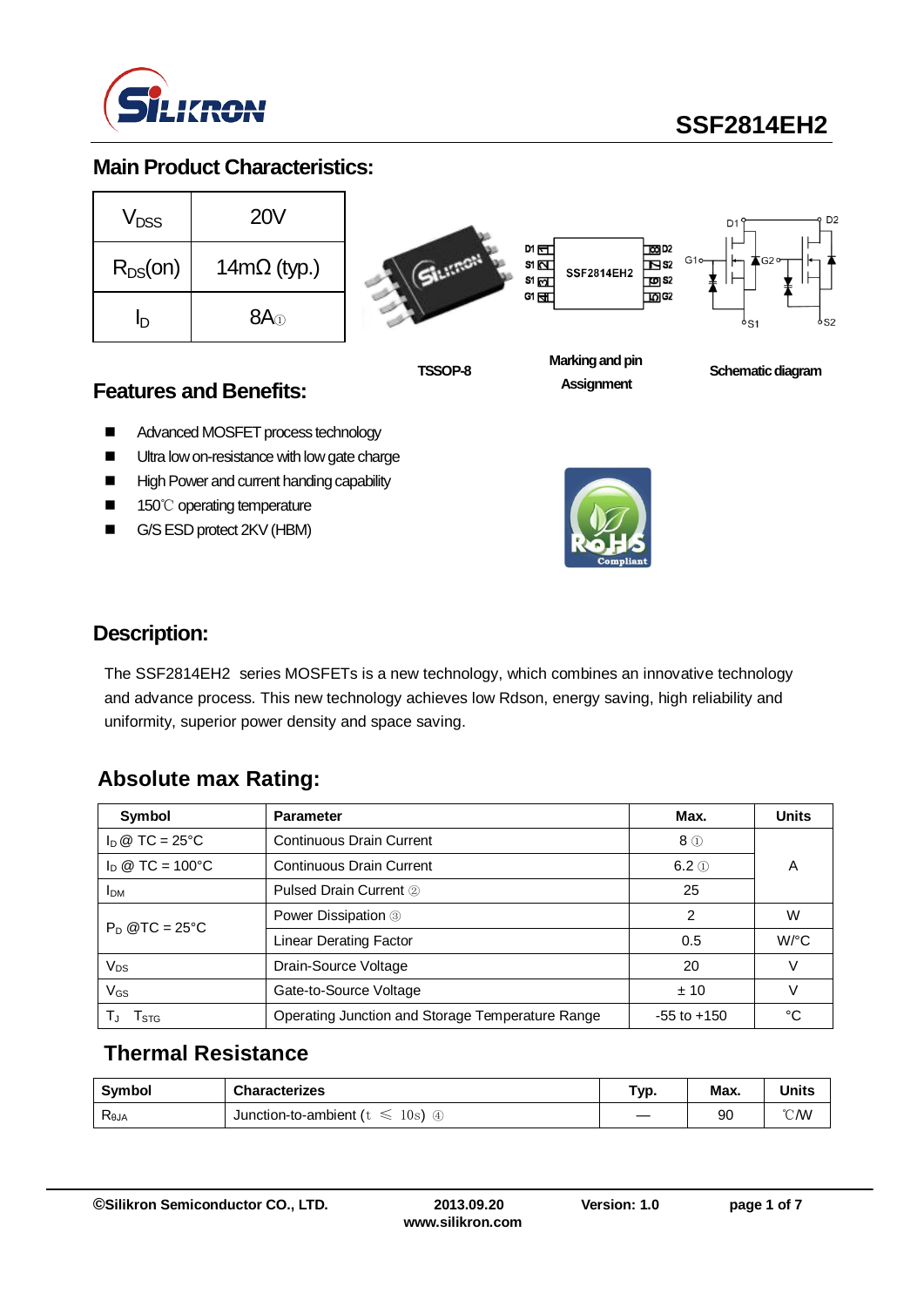# SSF2814EH2

## Main Product Characteristics:

| | |
|---|---|
| $V_{DSS}$ | 20V |
| $R_{DS}$(on) | 14mΩ (typ.) |
| $I_D$ | 8A① |

TSSOP-8

Marking and pin Assignment

Schematic diagram

## Features and Benefits:

- Advanced MOSFET process technology
- Ultra low on-resistance with low gate charge
- High Power and current handing capability
- 150℃ operating temperature
- G/S ESD protect 2KV (HBM)

## Description:

The SSF2814EH2 series MOSFETs is a new technology, which combines an innovative technology and advance process. This new technology achieves low Rdson, energy saving, high reliability and uniformity, superior power density and space saving.

## Absolute max Rating:

| Symbol | Parameter | Max. | Units |
|---|---|---|---|
| $I_D$ @ TC = 25°C | Continuous Drain Current | 8 ① | A |
| $I_D$ @ TC = 100°C | Continuous Drain Current | 6.2 ① | |
| $I_{DM}$ | Pulsed Drain Current ② | 25 | |
| $P_D$ @TC = 25°C | Power Dissipation ③ | 2 | W |
| | Linear Derating Factor | 0.5 | W/°C |
| $V_{DS}$ | Drain-Source Voltage | 20 | V |
| $V_{GS}$ | Gate-to-Source Voltage | ± 10 | V |
| $T_J$ $T_{STG}$ | Operating Junction and Storage Temperature Range | -55 to +150 | °C |

## Thermal Resistance

| Symbol | Characterizes | Typ. | Max. | Units |
|---|---|---|---|---|
| $R_{θJA}$ | Junction-to-ambient (t ≤ 10s) ④ | — | 90 | ℃/W |

©Silikron Semiconductor CO., LTD. 2013.09.20 www.silikron.com Version: 1.0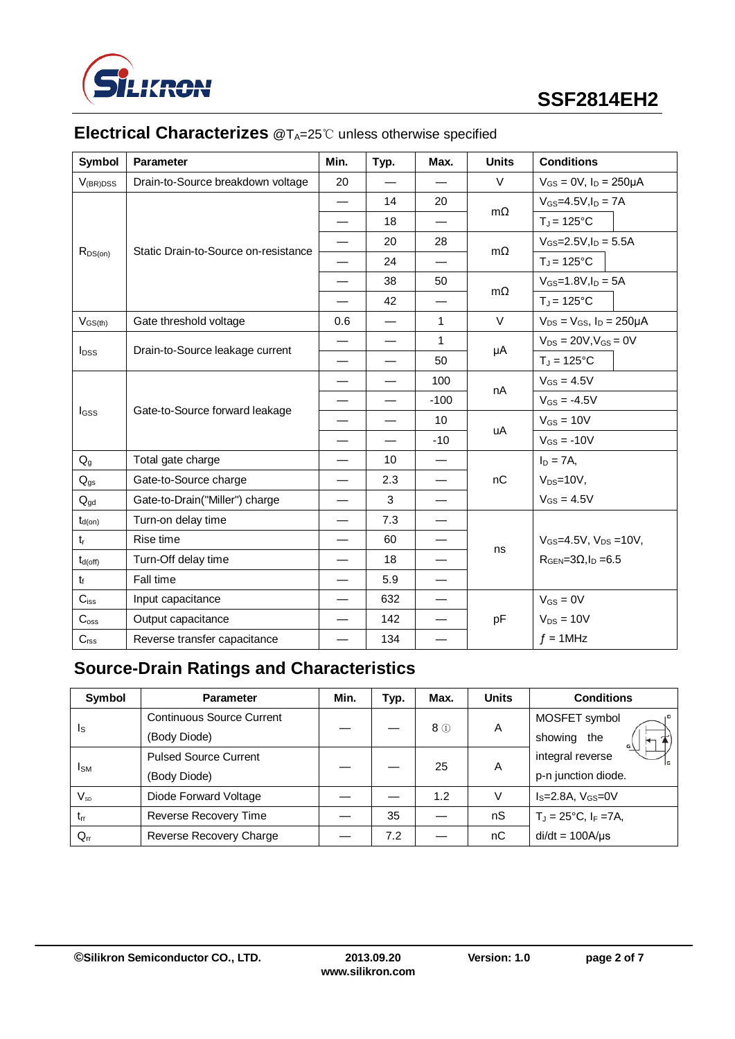## Electrical Characterizes @$T_A$=25℃ unless otherwise specified

| Symbol | Parameter | Min. | Typ. | Max. | Units | Conditions |
|---|---|---|---|---|---|---|
| $V_{(BR)DSS}$ | Drain-to-Source breakdown voltage | 20 | — | — | V | $V_{GS}$ = 0V, $I_D$ = 250μA |
| $R_{DS(on)}$ | Static Drain-to-Source on-resistance | — | 14 | 20 | mΩ | $V_{GS}$=4.5V,$I_D$ = 7A |
| | | — | 18 | — | | $T_J$ = 125°C |
| | | — | 20 | 28 | mΩ | $V_{GS}$=2.5V,$I_D$ = 5.5A |
| | | — | 24 | — | | $T_J$ = 125°C |
| | | — | 38 | 50 | mΩ | $V_{GS}$=1.8V,$I_D$ = 5A |
| | | — | 42 | — | | $T_J$ = 125°C |
| $V_{GS(th)}$ | Gate threshold voltage | 0.6 | — | 1 | V | $V_{DS}$ = $V_{GS}$, $I_D$ = 250μA |
| $I_{DSS}$ | Drain-to-Source leakage current | — | — | 1 | μA | $V_{DS}$ = 20V,$V_{GS}$ = 0V |
| | | — | — | 50 | | $T_J$ = 125°C |
| $I_{GSS}$ | Gate-to-Source forward leakage | — | — | 100 | nA | $V_{GS}$ = 4.5V |
| | | — | — | -100 | | $V_{GS}$ = -4.5V |
| | | — | — | 10 | uA | $V_{GS}$ = 10V |
| | | — | — | -10 | | $V_{GS}$ = -10V |
| $Q_g$ | Total gate charge | — | 10 | — | nC | $I_D$ = 7A, |
| $Q_{gs}$ | Gate-to-Source charge | — | 2.3 | — | | $V_{DS}$=10V, |
| $Q_{gd}$ | Gate-to-Drain("Miller") charge | — | 3 | — | | $V_{GS}$ = 4.5V |
| $t_{d(on)}$ | Turn-on delay time | — | 7.3 | — | ns | $V_{GS}$=4.5V, $V_{DS}$ =10V, |
| $t_r$ | Rise time | — | 60 | — | | $R_{GEN}$=3Ω,$I_D$ =6.5 |
| $t_{d(off)}$ | Turn-Off delay time | — | 18 | — | | |
| $t_f$ | Fall time | — | 5.9 | — | | |
| $C_{iss}$ | Input capacitance | — | 632 | — | pF | $V_{GS}$ = 0V |
| $C_{oss}$ | Output capacitance | — | 142 | — | | $V_{DS}$ = 10V |
| $C_{rss}$ | Reverse transfer capacitance | — | 134 | — | | ƒ = 1MHz |

## Source-Drain Ratings and Characteristics

| Symbol | Parameter | Min. | Typ. | Max. | Units | Conditions |
|---|---|---|---|---|---|---|
| $I_S$ | Continuous Source Current (Body Diode) | — | — | 8 ① | A | MOSFET symbol showing the integral reverse p-n junction diode. |
| $I_{SM}$ | Pulsed Source Current (Body Diode) | — | — | 25 | A | |
| $V_{SD}$ | Diode Forward Voltage | — | — | 1.2 | V | $I_S$=2.8A, $V_{GS}$=0V |
| $t_{rr}$ | Reverse Recovery Time | — | 35 | — | nS | $T_J$ = 25°C, $I_F$ =7A, |
| $Q_{rr}$ | Reverse Recovery Charge | — | 7.2 | — | nC | di/dt = 100A/μs |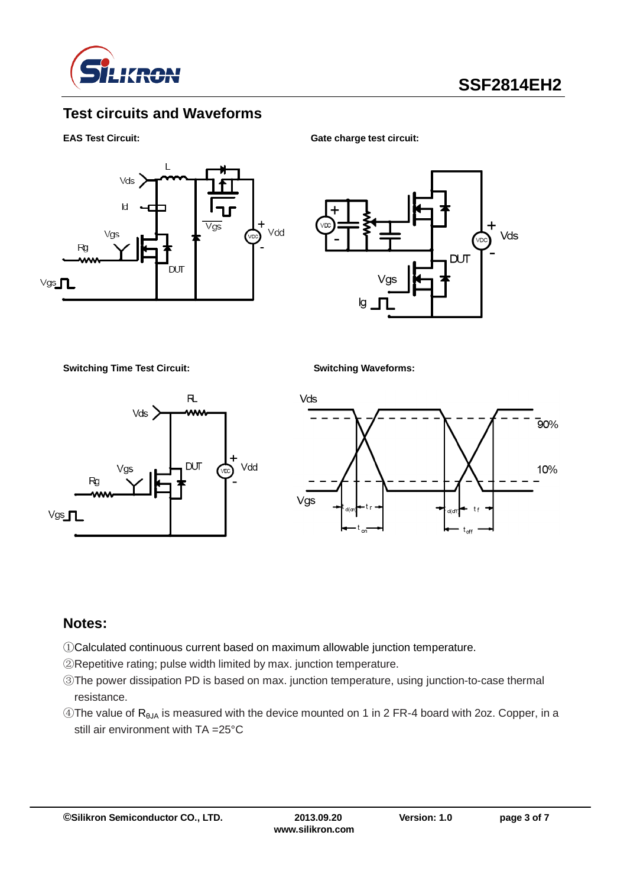## Test circuits and Waveforms

**EAS Test Circuit:**

**Gate charge test circuit:**

**Switching Time Test Circuit:**

**Switching Waveforms:**

## Notes:

①Calculated continuous current based on maximum allowable junction temperature.

②Repetitive rating; pulse width limited by max. junction temperature.

③The power dissipation PD is based on max. junction temperature, using junction-to-case thermal resistance.

④The value of $R_{\theta JA}$ is measured with the device mounted on 1 in 2 FR-4 board with 2oz. Copper, in a still air environment with TA =25°C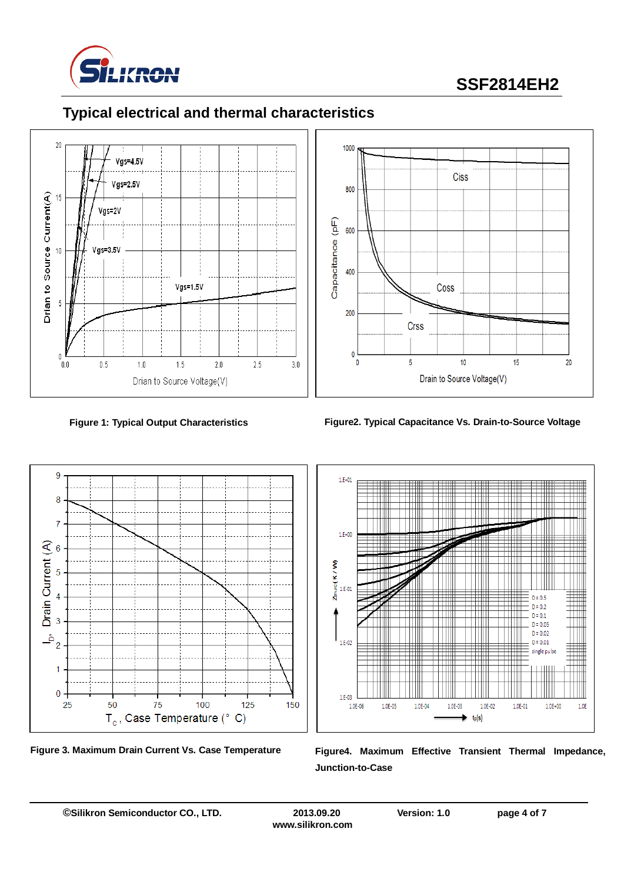## Typical electrical and thermal characteristics

**Figure 1: Typical Output Characteristics**

**Figure2. Typical Capacitance Vs. Drain-to-Source Voltage**

**Figure 3. Maximum Drain Current Vs. Case Temperature**

**Figure4. Maximum Effective Transient Thermal Impedance, Junction-to-Case**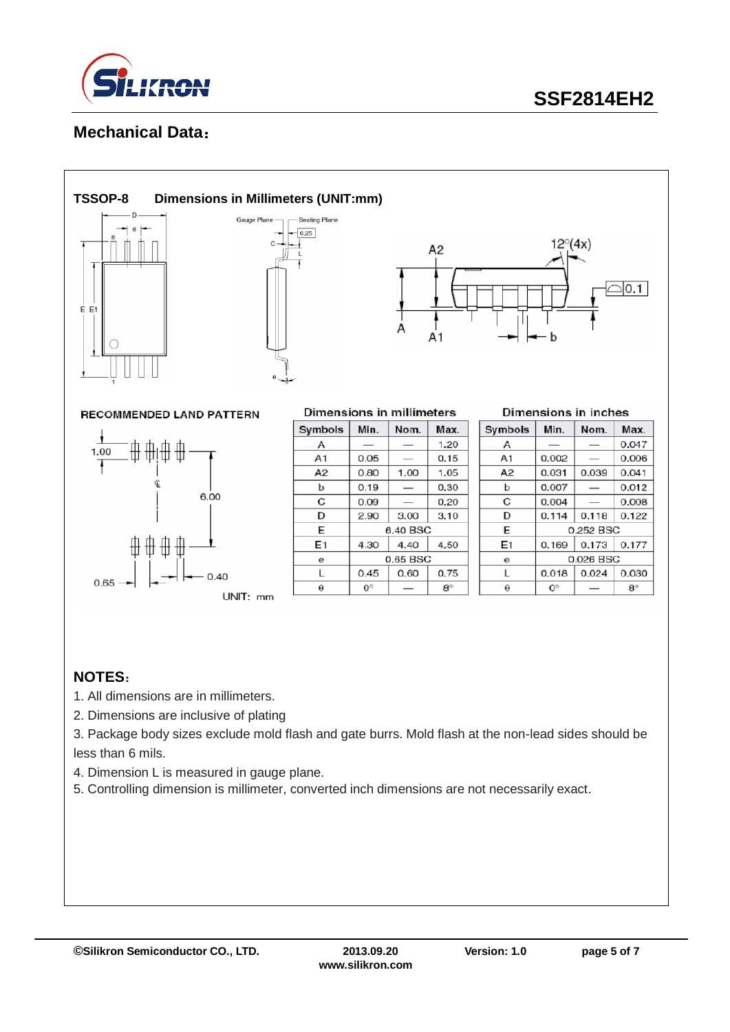## Mechanical Data：

**TSSOP-8 Dimensions in Millimeters (UNIT:mm)**

RECOMMENDED LAND PATTERN

UNIT: mm

| Dimensions in millimeters | | | | Dimensions in inches | | | |
|---|---|---|---|---|---|---|---|
| Symbols | Min. | Nom. | Max. | Symbols | Min. | Nom. | Max. |
| A | — | — | 1.20 | A | — | — | 0.047 |
| A1 | 0.05 | — | 0.15 | A1 | 0.002 | — | 0.006 |
| A2 | 0.80 | 1.00 | 1.05 | A2 | 0.031 | 0.039 | 0.041 |
| b | 0.19 | — | 0.30 | b | 0.007 | — | 0.012 |
| C | 0.09 | — | 0.20 | C | 0.004 | — | 0.008 |
| D | 2.90 | 3.00 | 3.10 | D | 0.114 | 0.118 | 0.122 |
| E | 6.40 BSC | | | E | 0.252 BSC | | |
| E1 | 4.30 | 4.40 | 4.50 | E1 | 0.169 | 0.173 | 0.177 |
| e | 0.65 BSC | | | e | 0.026 BSC | | |
| L | 0.45 | 0.60 | 0.75 | L | 0.018 | 0.024 | 0.030 |
| θ | 0° | — | 8° | θ | 0° | — | 8° |

## NOTES：

1. All dimensions are in millimeters.
2. Dimensions are inclusive of plating
3. Package body sizes exclude mold flash and gate burrs. Mold flash at the non-lead sides should be less than 6 mils.
4. Dimension L is measured in gauge plane.
5. Controlling dimension is millimeter, converted inch dimensions are not necessarily exact.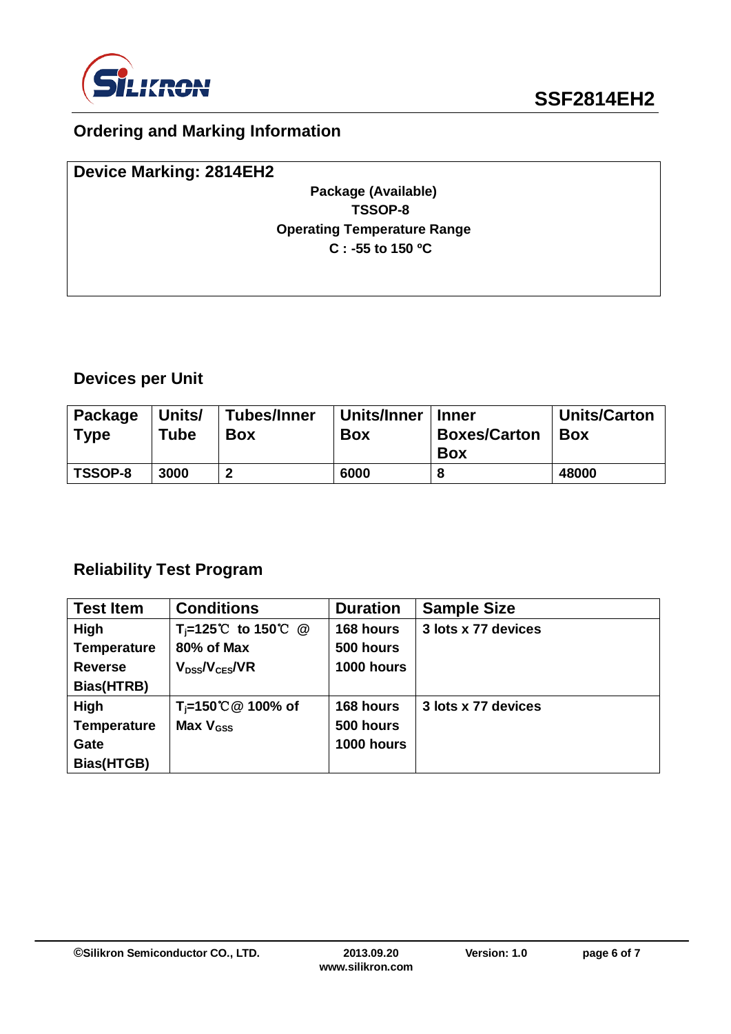## Ordering and Marking Information

**Device Marking: 2814EH2**

**Package (Available)**
**TSSOP-8**
**Operating Temperature Range**
**C : -55 to 150 ºC**

## Devices per Unit

| Package Type | Units/ Tube | Tubes/Inner Box | Units/Inner Box | Inner Boxes/Carton Box | Units/Carton Box |
|---|---|---|---|---|---|
| TSSOP-8 | 3000 | 2 | 6000 | 8 | 48000 |

## Reliability Test Program

| Test Item | Conditions | Duration | Sample Size |
|---|---|---|---|
| High Temperature Reverse Bias(HTRB) | $T_j$=125℃ to 150℃ @ 80% of Max $V_{DSS}$/$V_{CES}$/VR | 168 hours<br>500 hours<br>1000 hours | 3 lots x 77 devices |
| High Temperature Gate Bias(HTGB) | $T_j$=150℃@ 100% of Max $V_{GSS}$ | 168 hours<br>500 hours<br>1000 hours | 3 lots x 77 devices |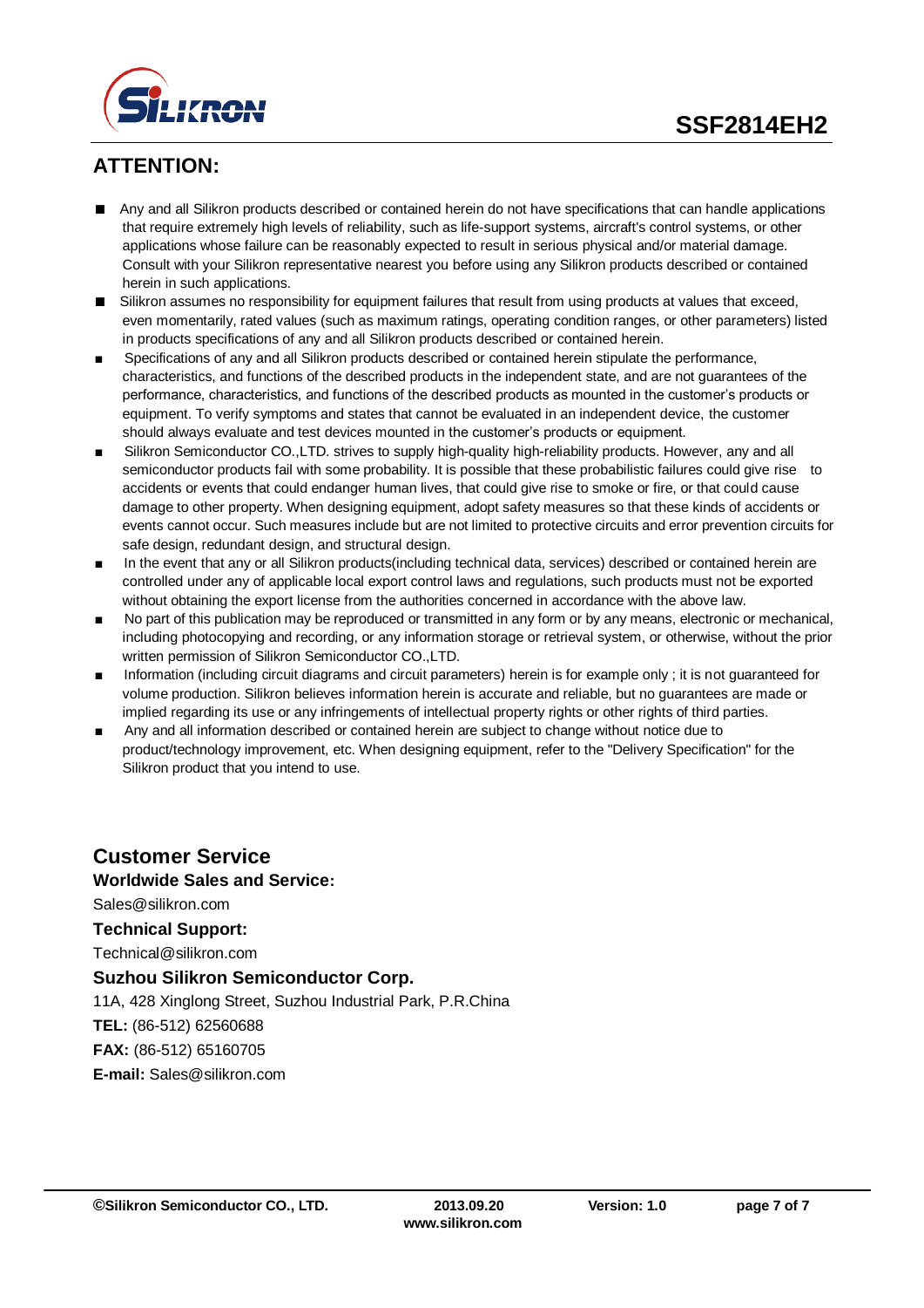## ATTENTION:

- Any and all Silikron products described or contained herein do not have specifications that can handle applications that require extremely high levels of reliability, such as life-support systems, aircraft's control systems, or other applications whose failure can be reasonably expected to result in serious physical and/or material damage. Consult with your Silikron representative nearest you before using any Silikron products described or contained herein in such applications.
- Silikron assumes no responsibility for equipment failures that result from using products at values that exceed, even momentarily, rated values (such as maximum ratings, operating condition ranges, or other parameters) listed in products specifications of any and all Silikron products described or contained herein.
- Specifications of any and all Silikron products described or contained herein stipulate the performance, characteristics, and functions of the described products in the independent state, and are not guarantees of the performance, characteristics, and functions of the described products as mounted in the customer's products or equipment. To verify symptoms and states that cannot be evaluated in an independent device, the customer should always evaluate and test devices mounted in the customer's products or equipment.
- Silikron Semiconductor CO.,LTD. strives to supply high-quality high-reliability products. However, any and all semiconductor products fail with some probability. It is possible that these probabilistic failures could give rise to accidents or events that could endanger human lives, that could give rise to smoke or fire, or that could cause damage to other property. When designing equipment, adopt safety measures so that these kinds of accidents or events cannot occur. Such measures include but are not limited to protective circuits and error prevention circuits for safe design, redundant design, and structural design.
- In the event that any or all Silikron products(including technical data, services) described or contained herein are controlled under any of applicable local export control laws and regulations, such products must not be exported without obtaining the export license from the authorities concerned in accordance with the above law.
- No part of this publication may be reproduced or transmitted in any form or by any means, electronic or mechanical, including photocopying and recording, or any information storage or retrieval system, or otherwise, without the prior written permission of Silikron Semiconductor CO.,LTD.
- Information (including circuit diagrams and circuit parameters) herein is for example only ; it is not guaranteed for volume production. Silikron believes information herein is accurate and reliable, but no guarantees are made or implied regarding its use or any infringements of intellectual property rights or other rights of third parties.
- Any and all information described or contained herein are subject to change without notice due to product/technology improvement, etc. When designing equipment, refer to the "Delivery Specification" for the Silikron product that you intend to use.

## Customer Service

### Worldwide Sales and Service:

Sales@silikron.com

### Technical Support:

Technical@silikron.com

### Suzhou Silikron Semiconductor Corp.

11A, 428 Xinglong Street, Suzhou Industrial Park, P.R.China

**TEL:** (86-512) 62560688

**FAX:** (86-512) 65160705

**E-mail:** Sales@silikron.com